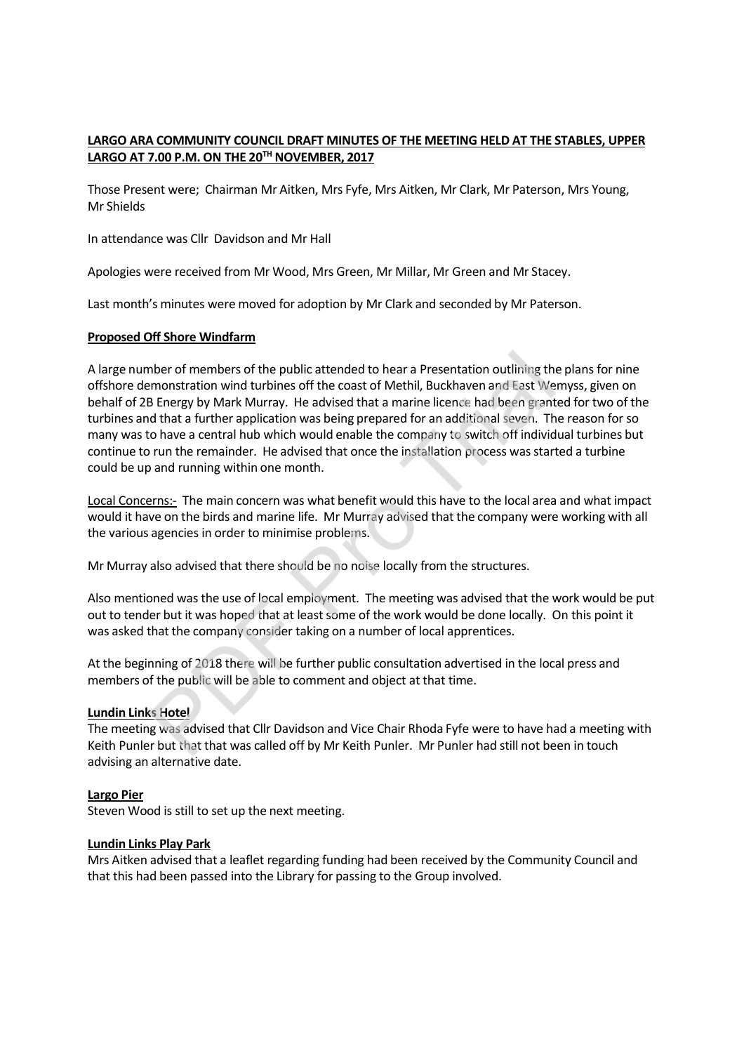**LARGO ARA COMMUNITY COUNCIL DRAFT MINUTES OF THE MEETING HELD AT THE STABLES, UPPER LARGO AT 7.00 P.M. ON THE 20TH NOVEMBER, 2017**

Those Present were; Chairman Mr Aitken, Mrs Fyfe, Mrs Aitken, Mr Clark, Mr Paterson, Mrs Young, Mr Shields

In attendance was Cllr Davidson and Mr Hall

Apologies were received from Mr Wood, Mrs Green, Mr Millar, Mr Green and Mr Stacey.

Last month's minutes were moved for adoption by Mr Clark and seconded by Mr Paterson.

**Proposed Off Shore Windfarm**

A large number of members of the public attended to hear a Presentation outlining the plans for nine offshore demonstration wind turbines off the coast of Methil, Buckhaven and East Wemyss, given on behalf of 2B Energy by Mark Murray. He advised that a marine licence had been granted for two of the turbines and that a further application was being prepared for an additional seven. The reason for so many was to have a central hub which would enable the company to switch off individual turbines but continue to run the remainder. He advised that once the installation process was started a turbine could be up and running within one month.

Local Concerns:- The main concern was what benefit would this have to the local area and what impact would it have on the birds and marine life. Mr Murray advised that the company were working with all the various agencies in order to minimise problems.

Mr Murray also advised that there should be no noise locally from the structures.

Also mentioned was the use of local employment. The meeting was advised that the work would be put out to tender but it was hoped that at least some of the work would be done locally. On this point it was asked that the company consider taking on a number of local apprentices.

At the beginning of 2018 there will be further public consultation advertised in the local press and members of the public will be able to comment and object at that time.

**Lundin Links Hotel**

The meeting was advised that Cllr Davidson and Vice Chair Rhoda Fyfe were to have had a meeting with Keith Punler but that that was called off by Mr Keith Punler. Mr Punler had still not been in touch advising an alternative date.

**Largo Pier**

Steven Wood is still to set up the next meeting.

**Lundin Links Play Park**

Mrs Aitken advised that a leaflet regarding funding had been received by the Community Council and that this had been passed into the Library for passing to the Group involved.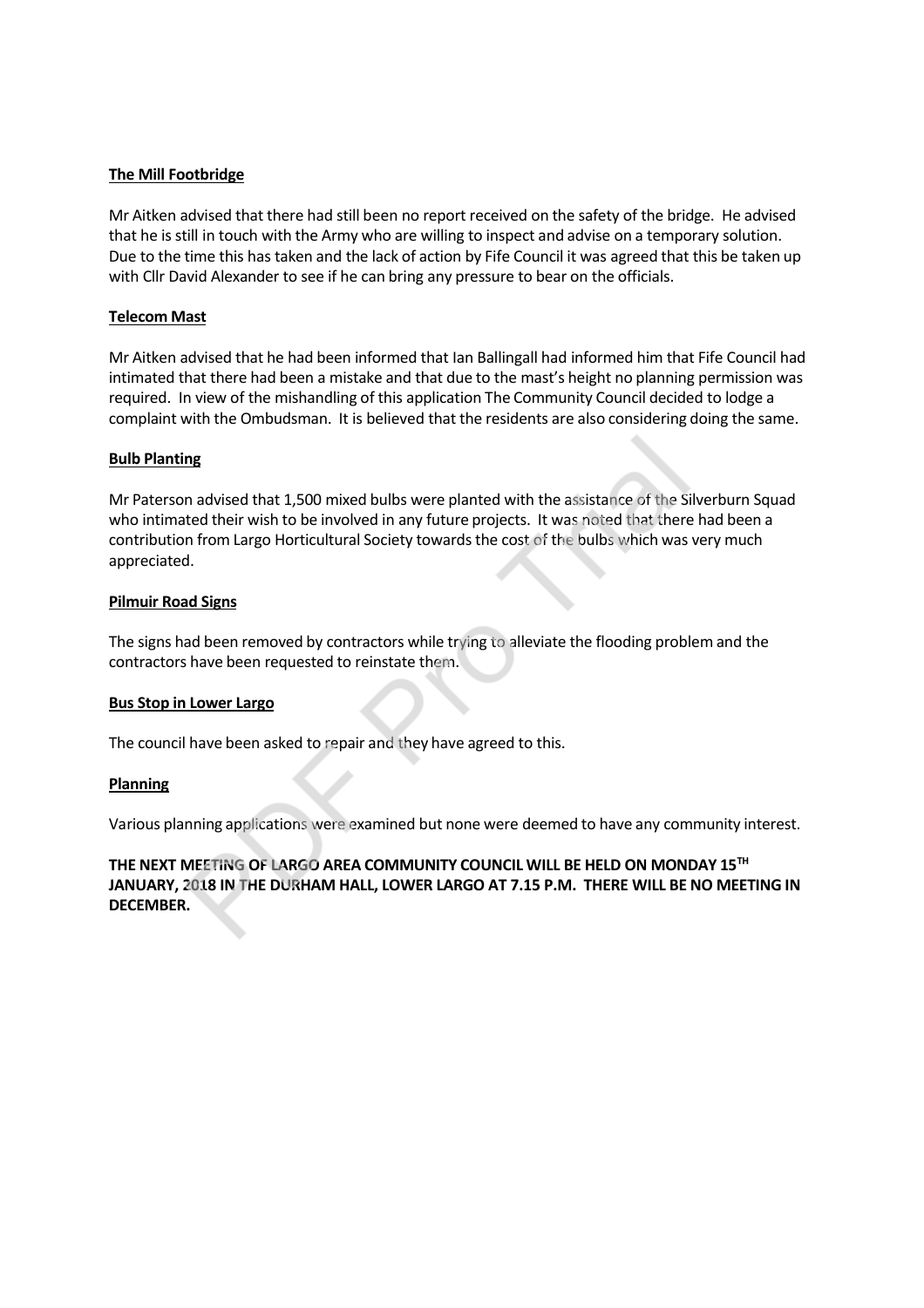**The Mill Footbridge**

Mr Aitken advised that there had still been no report received on the safety of the bridge. He advised that he is still in touch with the Army who are willing to inspect and advise on a temporary solution. Due to the time this has taken and the lack of action by Fife Council it was agreed that this be taken up with Cllr David Alexander to see if he can bring any pressure to bear on the officials.

**Telecom Mast**

Mr Aitken advised that he had been informed that Ian Ballingall had informed him that Fife Council had intimated that there had been a mistake and that due to the mast's height no planning permission was required. In view of the mishandling of this application The Community Council decided to lodge a complaint with the Ombudsman. It is believed that the residents are also considering doing the same.

**Bulb Planting**

Mr Paterson advised that 1,500 mixed bulbs were planted with the assistance of the Silverburn Squad who intimated their wish to be involved in any future projects. It was noted that there had been a contribution from Largo Horticultural Society towards the cost of the bulbs which was very much appreciated.

**Pilmuir Road Signs**

The signs had been removed by contractors while trying to alleviate the flooding problem and the contractors have been requested to reinstate them.

**Bus Stop in Lower Largo**

The council have been asked to repair and they have agreed to this.

**Planning**

Various planning applications were examined but none were deemed to have any community interest.

**THE NEXT MEETING OF LARGO AREA COMMUNITY COUNCIL WILL BE HELD ON MONDAY 15TH JANUARY, 2018 IN THE DURHAM HALL, LOWER LARGO AT 7.15 P.M. THERE WILL BE NO MEETING IN DECEMBER.**